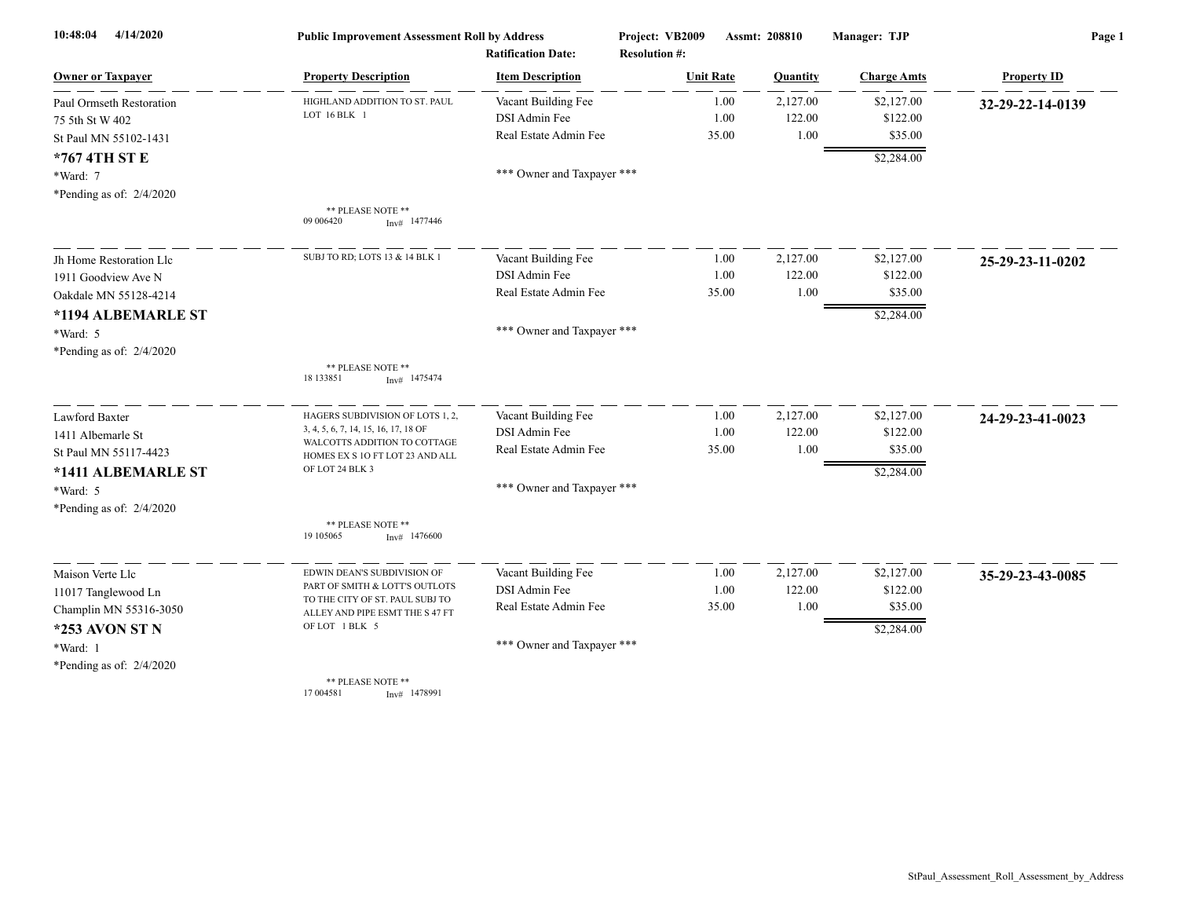**Public Improvement Assessment Roll by Address**

10:48:04 4/14/2020

Project: VB2009 Assmt: 208810 Manager: TJP

Ratification Date: Resolution #:

| Owner or Taxpayer | Property Description | Item Description | Unit Rate | Quantity | Charge Amts | Property ID |
|---|---|---|---|---|---|---|
| Paul Ormseth Restoration<br>75 5th St W 402<br>St Paul MN 55102-1431<br>**\*767 4TH ST E**<br>\*Ward: 7<br>\*Pending as of: 2/4/2020 | HIGHLAND ADDITION TO ST. PAUL LOT 16 BLK 1<br>\*\* PLEASE NOTE \*\*<br>09 006420 Inv# 1477446 | Vacant Building Fee<br>DSI Admin Fee<br>Real Estate Admin Fee<br>\*\*\* Owner and Taxpayer \*\*\* | 1.00<br>1.00<br>35.00 | 2,127.00<br>122.00<br>1.00 | $2,127.00<br>$122.00<br>$35.00<br>$2,284.00 | **32-29-22-14-0139** |
| Jh Home Restoration Llc<br>1911 Goodview Ave N<br>Oakdale MN 55128-4214<br>**\*1194 ALBEMARLE ST**<br>\*Ward: 5<br>\*Pending as of: 2/4/2020 | SUBJ TO RD; LOTS 13 & 14 BLK 1<br>\*\* PLEASE NOTE \*\*<br>18 133851 Inv# 1475474 | Vacant Building Fee<br>DSI Admin Fee<br>Real Estate Admin Fee<br>\*\*\* Owner and Taxpayer \*\*\* | 1.00<br>1.00<br>35.00 | 2,127.00<br>122.00<br>1.00 | $2,127.00<br>$122.00<br>$35.00<br>$2,284.00 | **25-29-23-11-0202** |
| Lawford Baxter<br>1411 Albemarle St<br>St Paul MN 55117-4423<br>**\*1411 ALBEMARLE ST**<br>\*Ward: 5<br>\*Pending as of: 2/4/2020 | HAGERS SUBDIVISION OF LOTS 1, 2, 3, 4, 5, 6, 7, 14, 15, 16, 17, 18 OF WALCOTTS ADDITION TO COTTAGE HOMES EX S 1O FT LOT 23 AND ALL OF LOT 24 BLK 3<br>\*\* PLEASE NOTE \*\*<br>19 105065 Inv# 1476600 | Vacant Building Fee<br>DSI Admin Fee<br>Real Estate Admin Fee<br>\*\*\* Owner and Taxpayer \*\*\* | 1.00<br>1.00<br>35.00 | 2,127.00<br>122.00<br>1.00 | $2,127.00<br>$122.00<br>$35.00<br>$2,284.00 | **24-29-23-41-0023** |
| Maison Verte Llc<br>11017 Tanglewood Ln<br>Champlin MN 55316-3050<br>**\*253 AVON ST N**<br>\*Ward: 1<br>\*Pending as of: 2/4/2020 | EDWIN DEAN'S SUBDIVISION OF PART OF SMITH & LOTT'S OUTLOTS TO THE CITY OF ST. PAUL SUBJ TO ALLEY AND PIPE ESMT THE S 47 FT OF LOT 1 BLK 5<br>\*\* PLEASE NOTE \*\*<br>17 004581 Inv# 1478991 | Vacant Building Fee<br>DSI Admin Fee<br>Real Estate Admin Fee<br>\*\*\* Owner and Taxpayer \*\*\* | 1.00<br>1.00<br>35.00 | 2,127.00<br>122.00<br>1.00 | $2,127.00<br>$122.00<br>$35.00<br>$2,284.00 | **35-29-23-43-0085** |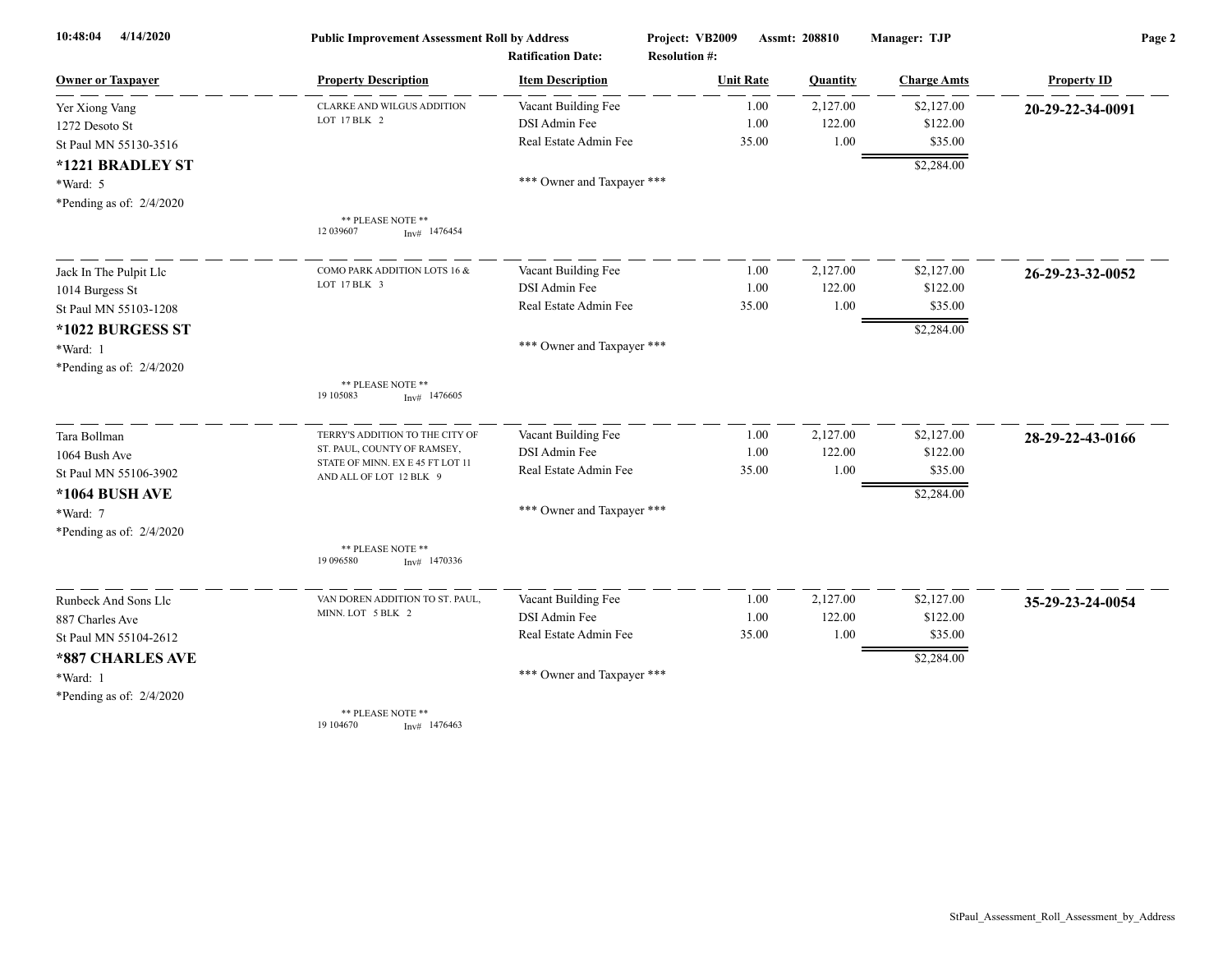**Public Improvement Assessment Roll by Address**

Project: VB2009 | Assmt: 208810 | Manager: TJP

Ratification Date: | Resolution #:

| Owner or Taxpayer | Property Description | Item Description | Unit Rate | Quantity | Charge Amts | Property ID |
|---|---|---|---|---|---|---|
| Yer Xiong Vang<br>1272 Desoto St<br>St Paul MN 55130-3516<br>**\*1221 BRADLEY ST**<br>\*Ward: 5<br>\*Pending as of: 2/4/2020 | CLARKE AND WILGUS ADDITION LOT 17 BLK 2<br><br>\*\* PLEASE NOTE \*\*<br>12 039607 Inv# 1476454 | Vacant Building Fee<br>DSI Admin Fee<br>Real Estate Admin Fee<br><br>\*\*\* Owner and Taxpayer \*\*\* | 1.00<br>1.00<br>35.00 | 2,127.00<br>122.00<br>1.00 | $2,127.00<br>$122.00<br>$35.00<br>$2,284.00 | **20-29-22-34-0091** |
| Jack In The Pulpit Llc<br>1014 Burgess St<br>St Paul MN 55103-1208<br>**\*1022 BURGESS ST**<br>\*Ward: 1<br>\*Pending as of: 2/4/2020 | COMO PARK ADDITION LOTS 16 & LOT 17 BLK 3<br><br>\*\* PLEASE NOTE \*\*<br>19 105083 Inv# 1476605 | Vacant Building Fee<br>DSI Admin Fee<br>Real Estate Admin Fee<br><br>\*\*\* Owner and Taxpayer \*\*\* | 1.00<br>1.00<br>35.00 | 2,127.00<br>122.00<br>1.00 | $2,127.00<br>$122.00<br>$35.00<br>$2,284.00 | **26-29-23-32-0052** |
| Tara Bollman<br>1064 Bush Ave<br>St Paul MN 55106-3902<br>**\*1064 BUSH AVE**<br>\*Ward: 7<br>\*Pending as of: 2/4/2020 | TERRY'S ADDITION TO THE CITY OF ST. PAUL, COUNTY OF RAMSEY, STATE OF MINN. EX E 45 FT LOT 11 AND ALL OF LOT 12 BLK 9<br><br>\*\* PLEASE NOTE \*\*<br>19 096580 Inv# 1470336 | Vacant Building Fee<br>DSI Admin Fee<br>Real Estate Admin Fee<br><br>\*\*\* Owner and Taxpayer \*\*\* | 1.00<br>1.00<br>35.00 | 2,127.00<br>122.00<br>1.00 | $2,127.00<br>$122.00<br>$35.00<br>$2,284.00 | **28-29-22-43-0166** |
| Runbeck And Sons Llc<br>887 Charles Ave<br>St Paul MN 55104-2612<br>**\*887 CHARLES AVE**<br>\*Ward: 1<br>\*Pending as of: 2/4/2020 | VAN DOREN ADDITION TO ST. PAUL, MINN. LOT 5 BLK 2<br><br>\*\* PLEASE NOTE \*\*<br>19 104670 Inv# 1476463 | Vacant Building Fee<br>DSI Admin Fee<br>Real Estate Admin Fee<br><br>\*\*\* Owner and Taxpayer \*\*\* | 1.00<br>1.00<br>35.00 | 2,127.00<br>122.00<br>1.00 | $2,127.00<br>$122.00<br>$35.00<br>$2,284.00 | **35-29-23-24-0054** |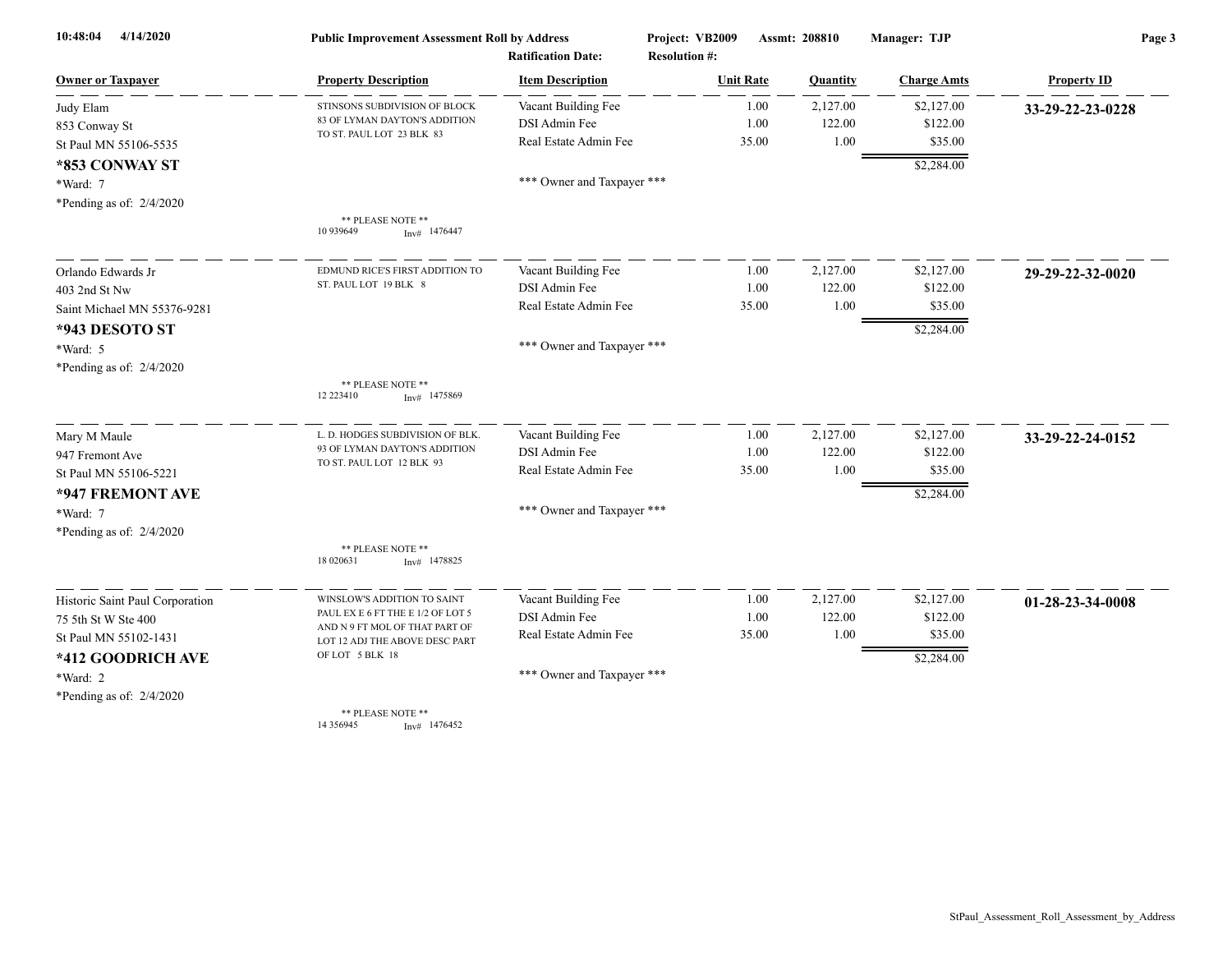**Public Improvement Assessment Roll by Address** | **Project: VB2009** | **Assmt: 208810** | **Manager: TJP**

**Ratification Date:** | **Resolution #:**

| Owner or Taxpayer | Property Description | Item Description | Unit Rate | Quantity | Charge Amts | Property ID |
|---|---|---|---|---|---|---|
| Judy Elam<br>853 Conway St<br>St Paul MN 55106-5535<br>**\*853 CONWAY ST**<br>\*Ward: 7<br>\*Pending as of: 2/4/2020 | STINSONS SUBDIVISION OF BLOCK 83 OF LYMAN DAYTON'S ADDITION TO ST. PAUL LOT 23 BLK 83<br>** PLEASE NOTE **<br>10 939649 Inv# 1476447 | Vacant Building Fee<br>DSI Admin Fee<br>Real Estate Admin Fee<br>*** Owner and Taxpayer *** | 1.00<br>1.00<br>35.00 | 2,127.00<br>122.00<br>1.00 | $2,127.00<br>$122.00<br>$35.00<br>$2,284.00 | **33-29-22-23-0228** |
| Orlando Edwards Jr<br>403 2nd St Nw<br>Saint Michael MN 55376-9281<br>**\*943 DESOTO ST**<br>\*Ward: 5<br>\*Pending as of: 2/4/2020 | EDMUND RICE'S FIRST ADDITION TO ST. PAUL LOT 19 BLK 8<br>** PLEASE NOTE **<br>12 223410 Inv# 1475869 | Vacant Building Fee<br>DSI Admin Fee<br>Real Estate Admin Fee<br>*** Owner and Taxpayer *** | 1.00<br>1.00<br>35.00 | 2,127.00<br>122.00<br>1.00 | $2,127.00<br>$122.00<br>$35.00<br>$2,284.00 | **29-29-22-32-0020** |
| Mary M Maule<br>947 Fremont Ave<br>St Paul MN 55106-5221<br>**\*947 FREMONT AVE**<br>\*Ward: 7<br>\*Pending as of: 2/4/2020 | L. D. HODGES SUBDIVISION OF BLK. 93 OF LYMAN DAYTON'S ADDITION TO ST. PAUL LOT 12 BLK 93<br>** PLEASE NOTE **<br>18 020631 Inv# 1478825 | Vacant Building Fee<br>DSI Admin Fee<br>Real Estate Admin Fee<br>*** Owner and Taxpayer *** | 1.00<br>1.00<br>35.00 | 2,127.00<br>122.00<br>1.00 | $2,127.00<br>$122.00<br>$35.00<br>$2,284.00 | **33-29-22-24-0152** |
| Historic Saint Paul Corporation<br>75 5th St W Ste 400<br>St Paul MN 55102-1431<br>**\*412 GOODRICH AVE**<br>\*Ward: 2<br>\*Pending as of: 2/4/2020 | WINSLOW'S ADDITION TO SAINT PAUL EX E 6 FT THE E 1/2 OF LOT 5 AND N 9 FT MOL OF THAT PART OF LOT 12 ADJ THE ABOVE DESC PART OF LOT 5 BLK 18<br>** PLEASE NOTE **<br>14 356945 Inv# 1476452 | Vacant Building Fee<br>DSI Admin Fee<br>Real Estate Admin Fee<br>*** Owner and Taxpayer *** | 1.00<br>1.00<br>35.00 | 2,127.00<br>122.00<br>1.00 | $2,127.00<br>$122.00<br>$35.00<br>$2,284.00 | **01-28-23-34-0008** |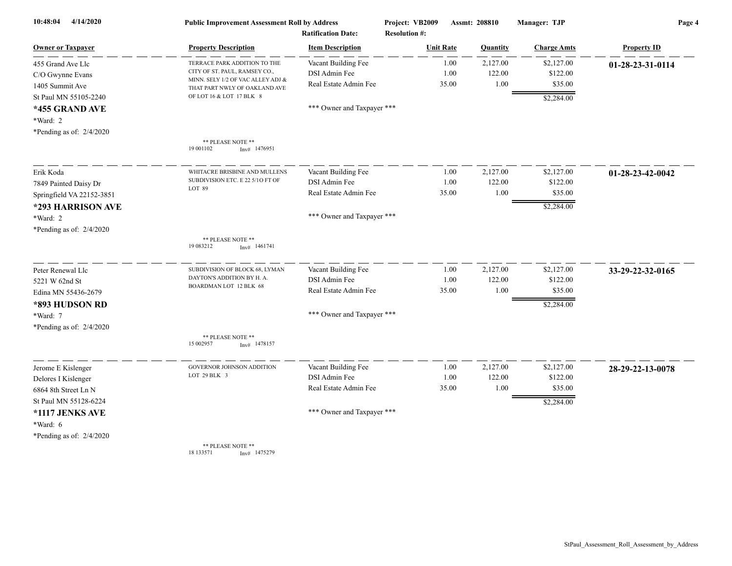**Public Improvement Assessment Roll by Address** — Project: VB2009 — Assmt: 208810 — Manager: TJP

Ratification Date: Resolution #:

| Owner or Taxpayer | Property Description | Item Description | Unit Rate | Quantity | Charge Amts | Property ID |
|---|---|---|---|---|---|---|
| 455 Grand Ave Llc<br>C/O Gwynne Evans<br>1405 Summit Ave<br>St Paul MN 55105-2240<br>**\*455 GRAND AVE**<br>\*Ward: 2<br>\*Pending as of: 2/4/2020 | TERRACE PARK ADDITION TO THE CITY OF ST. PAUL, RAMSEY CO., MINN. SELY 1/2 OF VAC ALLEY ADJ & THAT PART NWLY OF OAKLAND AVE OF LOT 16 & LOT 17 BLK 8<br><br>\*\* PLEASE NOTE \*\*<br>19 001102 Inv# 1476951 | Vacant Building Fee<br>DSI Admin Fee<br>Real Estate Admin Fee<br><br>\*\*\* Owner and Taxpayer \*\*\* | 1.00<br>1.00<br>35.00 | 2,127.00<br>122.00<br>1.00 | $2,127.00<br>$122.00<br>$35.00<br>$2,284.00 | **01-28-23-31-0114** |
| Erik Koda<br>7849 Painted Daisy Dr<br>Springfield VA 22152-3851<br>**\*293 HARRISON AVE**<br>\*Ward: 2<br>\*Pending as of: 2/4/2020 | WHITACRE BRISBINE AND MULLENS SUBDIVISION ETC. E 22 5/1O FT OF LOT 89<br><br>\*\* PLEASE NOTE \*\*<br>19 083212 Inv# 1461741 | Vacant Building Fee<br>DSI Admin Fee<br>Real Estate Admin Fee<br><br>\*\*\* Owner and Taxpayer \*\*\* | 1.00<br>1.00<br>35.00 | 2,127.00<br>122.00<br>1.00 | $2,127.00<br>$122.00<br>$35.00<br>$2,284.00 | **01-28-23-42-0042** |
| Peter Renewal Llc<br>5221 W 62nd St<br>Edina MN 55436-2679<br>**\*893 HUDSON RD**<br>\*Ward: 7<br>\*Pending as of: 2/4/2020 | SUBDIVISION OF BLOCK 68, LYMAN DAYTON'S ADDITION BY H. A. BOARDMAN LOT 12 BLK 68<br><br>\*\* PLEASE NOTE \*\*<br>15 002957 Inv# 1478157 | Vacant Building Fee<br>DSI Admin Fee<br>Real Estate Admin Fee<br><br>\*\*\* Owner and Taxpayer \*\*\* | 1.00<br>1.00<br>35.00 | 2,127.00<br>122.00<br>1.00 | $2,127.00<br>$122.00<br>$35.00<br>$2,284.00 | **33-29-22-32-0165** |
| Jerome E Kislenger<br>Delores I Kislenger<br>6864 8th Street Ln N<br>St Paul MN 55128-6224<br>**\*1117 JENKS AVE**<br>\*Ward: 6<br>\*Pending as of: 2/4/2020 | GOVERNOR JOHNSON ADDITION LOT 29 BLK 3<br><br>\*\* PLEASE NOTE \*\*<br>18 133571 Inv# 1475279 | Vacant Building Fee<br>DSI Admin Fee<br>Real Estate Admin Fee<br><br>\*\*\* Owner and Taxpayer \*\*\* | 1.00<br>1.00<br>35.00 | 2,127.00<br>122.00<br>1.00 | $2,127.00<br>$122.00<br>$35.00<br>$2,284.00 | **28-29-22-13-0078** |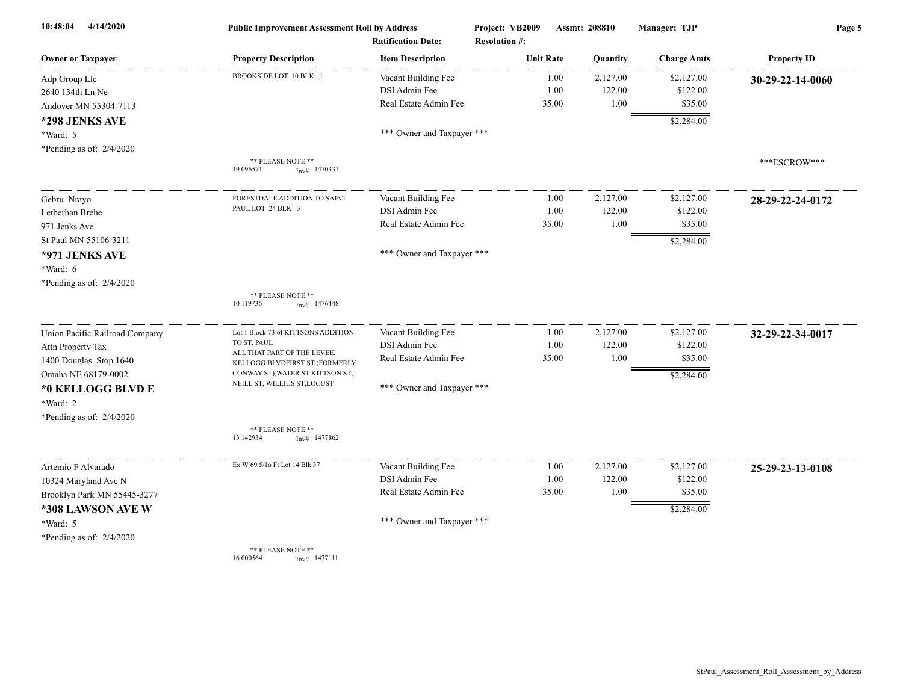**Public Improvement Assessment Roll by Address** — Project: VB2009 — Assmt: 208810 — Manager: TJP

Ratification Date: — Resolution #:

| Owner or Taxpayer | Property Description | Item Description | Unit Rate | Quantity | Charge Amts | Property ID |
|---|---|---|---|---|---|---|
| Adp Group Llc<br>2640 134th Ln Ne<br>Andover MN 55304-7113<br>**\*298 JENKS AVE**<br>\*Ward: 5<br>\*Pending as of: 2/4/2020 | BROOKSIDE LOT 10 BLK 1<br><br>** PLEASE NOTE **<br>19 096571 Inv# 1470331 | Vacant Building Fee<br>DSI Admin Fee<br>Real Estate Admin Fee<br><br>*** Owner and Taxpayer *** | 1.00<br>1.00<br>35.00 | 2,127.00<br>122.00<br>1.00 | $2,127.00<br>$122.00<br>$35.00<br>$2,284.00 | **30-29-22-14-0060**<br><br>***ESCROW*** |
| Gebru Nrayo<br>Letberhan Brehe<br>971 Jenks Ave<br>St Paul MN 55106-3211<br>**\*971 JENKS AVE**<br>\*Ward: 6<br>\*Pending as of: 2/4/2020 | FORESTDALE ADDITION TO SAINT PAUL LOT 24 BLK 3<br><br>** PLEASE NOTE **<br>10 119736 Inv# 1476448 | Vacant Building Fee<br>DSI Admin Fee<br>Real Estate Admin Fee<br><br>*** Owner and Taxpayer *** | 1.00<br>1.00<br>35.00 | 2,127.00<br>122.00<br>1.00 | $2,127.00<br>$122.00<br>$35.00<br>$2,284.00 | **28-29-22-24-0172** |
| Union Pacific Railroad Company<br>Attn Property Tax<br>1400 Douglas Stop 1640<br>Omaha NE 68179-0002<br>**\*0 KELLOGG BLVD E**<br>\*Ward: 2<br>\*Pending as of: 2/4/2020 | Lot 1 Block 73 of KITTSONS ADDITION TO ST. PAUL<br>ALL THAT PART OF THE LEVEE, KELLOGG BLVDFIRST ST (FORMERLY CONWAY ST),WATER ST KITTSON ST, NEILL ST, WILLIUS ST,LOCUST<br><br>** PLEASE NOTE **<br>13 142934 Inv# 1477862 | Vacant Building Fee<br>DSI Admin Fee<br>Real Estate Admin Fee<br><br>*** Owner and Taxpayer *** | 1.00<br>1.00<br>35.00 | 2,127.00<br>122.00<br>1.00 | $2,127.00<br>$122.00<br>$35.00<br>$2,284.00 | **32-29-22-34-0017** |
| Artemio F Alvarado<br>10324 Maryland Ave N<br>Brooklyn Park MN 55445-3277<br>**\*308 LAWSON AVE W**<br>\*Ward: 5<br>\*Pending as of: 2/4/2020 | Ex W 69 5/1o Ft Lot 14 Blk 37<br><br>** PLEASE NOTE **<br>16 000564 Inv# 1477111 | Vacant Building Fee<br>DSI Admin Fee<br>Real Estate Admin Fee<br><br>*** Owner and Taxpayer *** | 1.00<br>1.00<br>35.00 | 2,127.00<br>122.00<br>1.00 | $2,127.00<br>$122.00<br>$35.00<br>$2,284.00 | **25-29-23-13-0108** |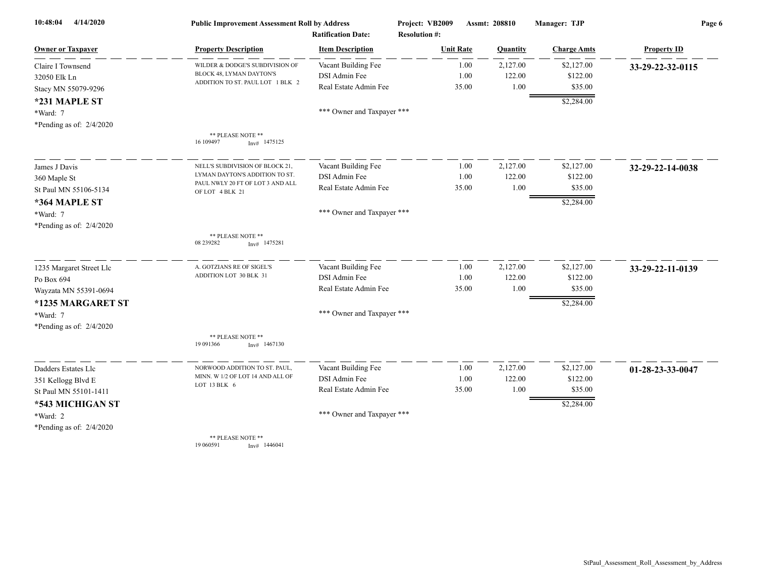| Owner or Taxpayer | Property Description | Item Description | Unit Rate | Quantity | Charge Amts | Property ID |
|---|---|---|---|---|---|---|
| Claire I Townsend | WILDER & DODGE'S SUBDIVISION OF BLOCK 48, LYMAN DAYTON'S ADDITION TO ST. PAUL LOT 1 BLK 2 | Vacant Building Fee | 1.00 | 2,127.00 | $2,127.00 | **33-29-22-32-0115** |
| 32050 Elk Ln | | DSI Admin Fee | 1.00 | 122.00 | $122.00 | |
| Stacy MN 55079-9296 | | Real Estate Admin Fee | 35.00 | 1.00 | $35.00 | |
| **\*231 MAPLE ST** | | | | | $2,284.00 | |
| \*Ward: 7 | | \*\*\* Owner and Taxpayer \*\*\* | | | | |
| \*Pending as of: 2/4/2020 | | | | | | |
| | \*\* PLEASE NOTE \*\* 16 109497 Inv# 1475125 | | | | | |
| James J Davis | NELL'S SUBDIVISION OF BLOCK 21, LYMAN DAYTON'S ADDITION TO ST. PAUL NWLY 20 FT OF LOT 3 AND ALL OF LOT 4 BLK 21 | Vacant Building Fee | 1.00 | 2,127.00 | $2,127.00 | **32-29-22-14-0038** |
| 360 Maple St | | DSI Admin Fee | 1.00 | 122.00 | $122.00 | |
| St Paul MN 55106-5134 | | Real Estate Admin Fee | 35.00 | 1.00 | $35.00 | |
| **\*364 MAPLE ST** | | | | | $2,284.00 | |
| \*Ward: 7 | | \*\*\* Owner and Taxpayer \*\*\* | | | | |
| \*Pending as of: 2/4/2020 | | | | | | |
| | \*\* PLEASE NOTE \*\* 08 239282 Inv# 1475281 | | | | | |
| 1235 Margaret Street Llc | A. GOTZIANS RE OF SIGEL'S ADDITION LOT 30 BLK 31 | Vacant Building Fee | 1.00 | 2,127.00 | $2,127.00 | **33-29-22-11-0139** |
| Po Box 694 | | DSI Admin Fee | 1.00 | 122.00 | $122.00 | |
| Wayzata MN 55391-0694 | | Real Estate Admin Fee | 35.00 | 1.00 | $35.00 | |
| **\*1235 MARGARET ST** | | | | | $2,284.00 | |
| \*Ward: 7 | | \*\*\* Owner and Taxpayer \*\*\* | | | | |
| \*Pending as of: 2/4/2020 | | | | | | |
| | \*\* PLEASE NOTE \*\* 19 091366 Inv# 1467130 | | | | | |
| Dadders Estates Llc | NORWOOD ADDITION TO ST. PAUL, MINN. W 1/2 OF LOT 14 AND ALL OF LOT 13 BLK 6 | Vacant Building Fee | 1.00 | 2,127.00 | $2,127.00 | **01-28-23-33-0047** |
| 351 Kellogg Blvd E | | DSI Admin Fee | 1.00 | 122.00 | $122.00 | |
| St Paul MN 55101-1411 | | Real Estate Admin Fee | 35.00 | 1.00 | $35.00 | |
| **\*543 MICHIGAN ST** | | | | | $2,284.00 | |
| \*Ward: 2 | | \*\*\* Owner and Taxpayer \*\*\* | | | | |
| \*Pending as of: 2/4/2020 | | | | | | |
| | \*\* PLEASE NOTE \*\* 19 060591 Inv# 1446041 | | | | | |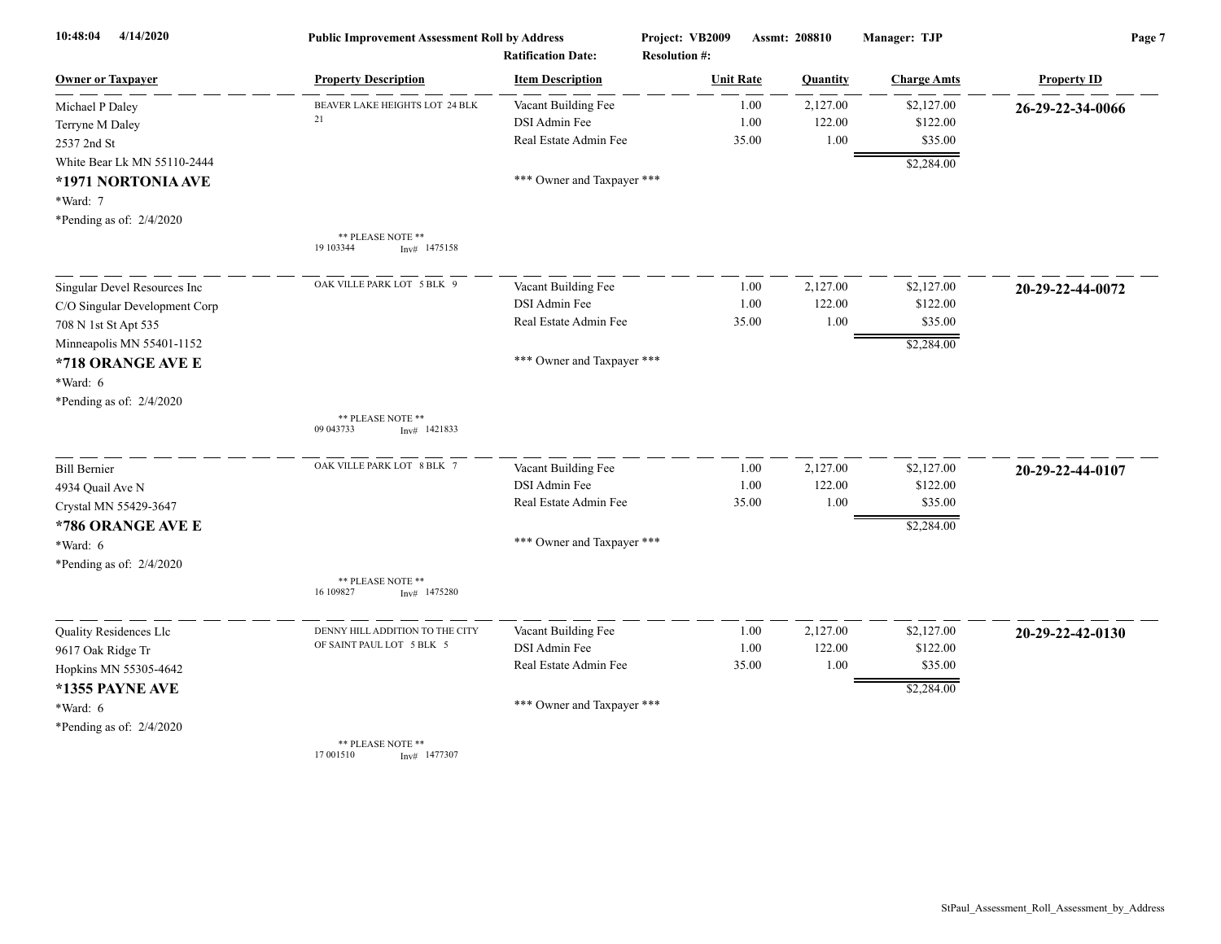**Public Improvement Assessment Roll by Address** — Project: VB2009 — Assmt: 208810 — Manager: TJP

Ratification Date: — Resolution #:

| Owner or Taxpayer | Property Description | Item Description | Unit Rate | Quantity | Charge Amts | Property ID |
|---|---|---|---|---|---|---|
| Michael P Daley | BEAVER LAKE HEIGHTS LOT 24 BLK 21 | Vacant Building Fee | 1.00 | 2,127.00 | $2,127.00 | 26-29-22-34-0066 |
| Terryne M Daley | | DSI Admin Fee | 1.00 | 122.00 | $122.00 | |
| 2537 2nd St | | Real Estate Admin Fee | 35.00 | 1.00 | $35.00 | |
| White Bear Lk MN 55110-2444 | | | | | $2,284.00 | |
| **\*1971 NORTONIA AVE** | | \*\*\* Owner and Taxpayer \*\*\* | | | | |
| \*Ward: 7 | | | | | | |
| \*Pending as of: 2/4/2020 | \*\* PLEASE NOTE \*\* 19 103344 Inv# 1475158 | | | | | |
| Singular Devel Resources Inc | OAK VILLE PARK LOT 5 BLK 9 | Vacant Building Fee | 1.00 | 2,127.00 | $2,127.00 | 20-29-22-44-0072 |
| C/O Singular Development Corp | | DSI Admin Fee | 1.00 | 122.00 | $122.00 | |
| 708 N 1st St Apt 535 | | Real Estate Admin Fee | 35.00 | 1.00 | $35.00 | |
| Minneapolis MN 55401-1152 | | | | | $2,284.00 | |
| **\*718 ORANGE AVE E** | | \*\*\* Owner and Taxpayer \*\*\* | | | | |
| \*Ward: 6 | | | | | | |
| \*Pending as of: 2/4/2020 | \*\* PLEASE NOTE \*\* 09 043733 Inv# 1421833 | | | | | |
| Bill Bernier | OAK VILLE PARK LOT 8 BLK 7 | Vacant Building Fee | 1.00 | 2,127.00 | $2,127.00 | 20-29-22-44-0107 |
| 4934 Quail Ave N | | DSI Admin Fee | 1.00 | 122.00 | $122.00 | |
| Crystal MN 55429-3647 | | Real Estate Admin Fee | 35.00 | 1.00 | $35.00 | |
| **\*786 ORANGE AVE E** | | | | | $2,284.00 | |
| \*Ward: 6 | | \*\*\* Owner and Taxpayer \*\*\* | | | | |
| \*Pending as of: 2/4/2020 | \*\* PLEASE NOTE \*\* 16 109827 Inv# 1475280 | | | | | |
| Quality Residences Llc | DENNY HILL ADDITION TO THE CITY OF SAINT PAUL LOT 5 BLK 5 | Vacant Building Fee | 1.00 | 2,127.00 | $2,127.00 | 20-29-22-42-0130 |
| 9617 Oak Ridge Tr | | DSI Admin Fee | 1.00 | 122.00 | $122.00 | |
| Hopkins MN 55305-4642 | | Real Estate Admin Fee | 35.00 | 1.00 | $35.00 | |
| **\*1355 PAYNE AVE** | | | | | $2,284.00 | |
| \*Ward: 6 | | \*\*\* Owner and Taxpayer \*\*\* | | | | |
| \*Pending as of: 2/4/2020 | \*\* PLEASE NOTE \*\* 17 001510 Inv# 1477307 | | | | | |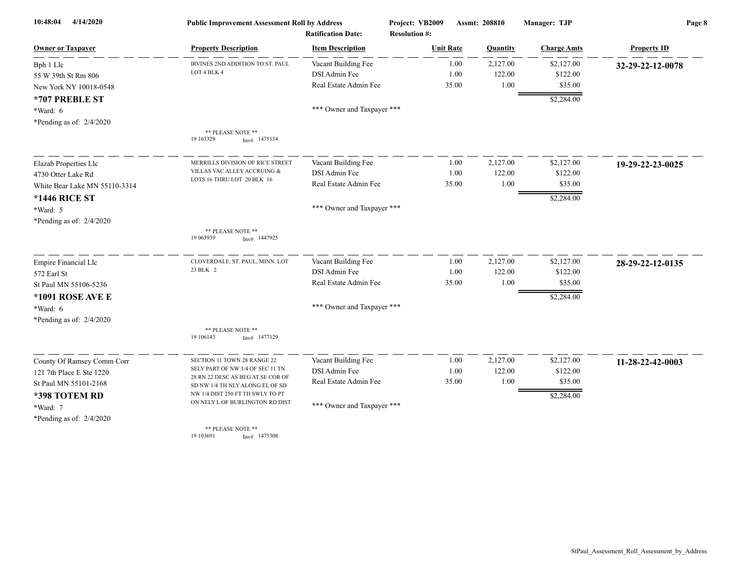**Public Improvement Assessment Roll by Address**

Project: VB2009 | Assmt: 208810 | Manager: TJP

Ratification Date: | Resolution #:

| Owner or Taxpayer | Property Description | Item Description | Unit Rate | Quantity | Charge Amts | Property ID |
|---|---|---|---|---|---|---|
| Bph 1 Llc<br>55 W 39th St Rm 806<br>New York NY 10018-0548<br>**\*707 PREBLE ST**<br>\*Ward: 6<br>\*Pending as of: 2/4/2020 | IRVINES 2ND ADDITION TO ST. PAUL LOT 4 BLK 4<br><br>\*\* PLEASE NOTE \*\*<br>19 103329 Inv# 1475154 | Vacant Building Fee<br>DSI Admin Fee<br>Real Estate Admin Fee<br><br>\*\*\* Owner and Taxpayer \*\*\* | 1.00<br>1.00<br>35.00 | 2,127.00<br>122.00<br>1.00 | $2,127.00<br>$122.00<br>$35.00<br>$2,284.00 | **32-29-22-12-0078** |
| Elazab Properties Llc<br>4730 Otter Lake Rd<br>White Bear Lake MN 55110-3314<br>**\*1446 RICE ST**<br>\*Ward: 5<br>\*Pending as of: 2/4/2020 | MERRILLS DIVISION OF RICE STREET VILLAS VAC ALLEY ACCRUING & LOTS 16 THRU LOT 20 BLK 16<br><br>\*\* PLEASE NOTE \*\*<br>19 063939 Inv# 1447925 | Vacant Building Fee<br>DSI Admin Fee<br>Real Estate Admin Fee<br><br>\*\*\* Owner and Taxpayer \*\*\* | 1.00<br>1.00<br>35.00 | 2,127.00<br>122.00<br>1.00 | $2,127.00<br>$122.00<br>$35.00<br>$2,284.00 | **19-29-22-23-0025** |
| Empire Financial Llc<br>572 Earl St<br>St Paul MN 55106-5236<br>**\*1091 ROSE AVE E**<br>\*Ward: 6<br>\*Pending as of: 2/4/2020 | CLOVERDALE, ST. PAUL, MINN. LOT 23 BLK 2<br><br>\*\* PLEASE NOTE \*\*<br>19 106143 Inv# 1477129 | Vacant Building Fee<br>DSI Admin Fee<br>Real Estate Admin Fee<br><br>\*\*\* Owner and Taxpayer \*\*\* | 1.00<br>1.00<br>35.00 | 2,127.00<br>122.00<br>1.00 | $2,127.00<br>$122.00<br>$35.00<br>$2,284.00 | **28-29-22-12-0135** |
| County Of Ramsey Comm Corr<br>121 7th Place E Ste 1220<br>St Paul MN 55101-2168<br>**\*398 TOTEM RD**<br>\*Ward: 7<br>\*Pending as of: 2/4/2020 | SECTION 11 TOWN 28 RANGE 22 SELY PART OF NW 1/4 OF SEC 11 TN 28 RN 22 DESC AS BEG AT SE COR OF SD NW 1/4 TH NLY ALONG EL OF SD NW 1/4 DIST 250 FT TH SWLY TO PT ON NELY L OF BURLINGTON RD DIST<br><br>\*\* PLEASE NOTE \*\*<br>19 103691 Inv# 1475308 | Vacant Building Fee<br>DSI Admin Fee<br>Real Estate Admin Fee<br><br>\*\*\* Owner and Taxpayer \*\*\* | 1.00<br>1.00<br>35.00 | 2,127.00<br>122.00<br>1.00 | $2,127.00<br>$122.00<br>$35.00<br>$2,284.00 | **11-28-22-42-0003** |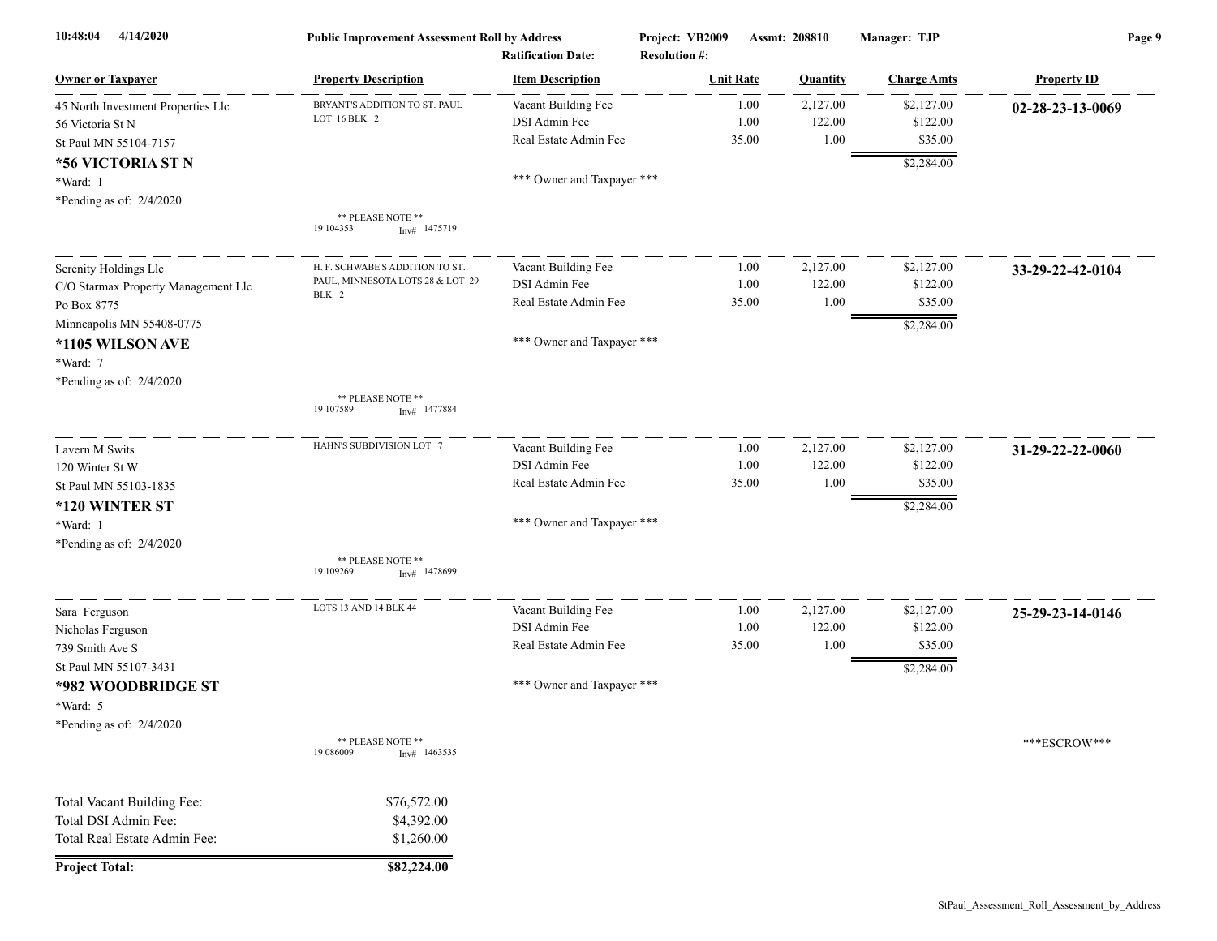| Owner or Taxpayer | Property Description | Item Description | Unit Rate | Quantity | Charge Amts | Property ID |
|---|---|---|---|---|---|---|
| 45 North Investment Properties Llc | BRYANT'S ADDITION TO ST. PAUL LOT 16 BLK 2 | Vacant Building Fee | 1.00 | 2,127.00 | $2,127.00 | **02-28-23-13-0069** |
| 56 Victoria St N | | DSI Admin Fee | 1.00 | 122.00 | $122.00 | |
| St Paul MN 55104-7157 | | Real Estate Admin Fee | 35.00 | 1.00 | $35.00 | |
| **\*56 VICTORIA ST N** | | | | | $2,284.00 | |
| \*Ward: 1 | | \*\*\* Owner and Taxpayer \*\*\* | | | | |
| \*Pending as of: 2/4/2020 | | | | | | |
| | \*\* PLEASE NOTE \*\* 19 104353 Inv# 1475719 | | | | | |
| Serenity Holdings Llc | H. F. SCHWABE'S ADDITION TO ST. PAUL, MINNESOTA LOTS 28 & LOT 29 BLK 2 | Vacant Building Fee | 1.00 | 2,127.00 | $2,127.00 | **33-29-22-42-0104** |
| C/O Starmax Property Management Llc | | DSI Admin Fee | 1.00 | 122.00 | $122.00 | |
| Po Box 8775 | | Real Estate Admin Fee | 35.00 | 1.00 | $35.00 | |
| Minneapolis MN 55408-0775 | | | | | $2,284.00 | |
| **\*1105 WILSON AVE** | | \*\*\* Owner and Taxpayer \*\*\* | | | | |
| \*Ward: 7 | | | | | | |
| \*Pending as of: 2/4/2020 | | | | | | |
| | \*\* PLEASE NOTE \*\* 19 107589 Inv# 1477884 | | | | | |
| Lavern M Swits | HAHN'S SUBDIVISION LOT 7 | Vacant Building Fee | 1.00 | 2,127.00 | $2,127.00 | **31-29-22-22-0060** |
| 120 Winter St W | | DSI Admin Fee | 1.00 | 122.00 | $122.00 | |
| St Paul MN 55103-1835 | | Real Estate Admin Fee | 35.00 | 1.00 | $35.00 | |
| **\*120 WINTER ST** | | | | | $2,284.00 | |
| \*Ward: 1 | | \*\*\* Owner and Taxpayer \*\*\* | | | | |
| \*Pending as of: 2/4/2020 | | | | | | |
| | \*\* PLEASE NOTE \*\* 19 109269 Inv# 1478699 | | | | | |
| Sara Ferguson | LOTS 13 AND 14 BLK 44 | Vacant Building Fee | 1.00 | 2,127.00 | $2,127.00 | **25-29-23-14-0146** |
| Nicholas Ferguson | | DSI Admin Fee | 1.00 | 122.00 | $122.00 | |
| 739 Smith Ave S | | Real Estate Admin Fee | 35.00 | 1.00 | $35.00 | |
| St Paul MN 55107-3431 | | | | | $2,284.00 | |
| **\*982 WOODBRIDGE ST** | | \*\*\* Owner and Taxpayer \*\*\* | | | | |
| \*Ward: 5 | | | | | | |
| \*Pending as of: 2/4/2020 | | | | | | |
| | \*\* PLEASE NOTE \*\* 19 086009 Inv# 1463535 | | | | | \*\*\*ESCROW\*\*\* |

| | |
|---|---|
| Total Vacant Building Fee: | $76,572.00 |
| Total DSI Admin Fee: | $4,392.00 |
| Total Real Estate Admin Fee: | $1,260.00 |
| **Project Total:** | **$82,224.00** |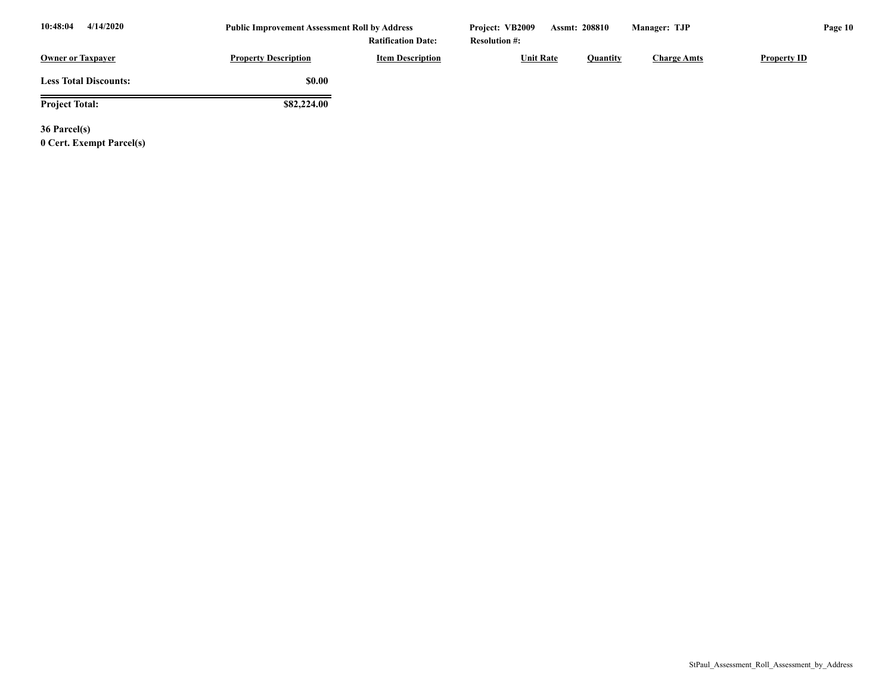| Owner or Taxpayer | Property Description | Item Description | Unit Rate | Quantity | Charge Amts | Property ID |
|---|---|---|---|---|---|---|
| **Less Total Discounts:** | **$0.00** | | | | | |
| **Project Total:** | **$82,224.00** | | | | | |

**36 Parcel(s)**
**0 Cert. Exempt Parcel(s)**